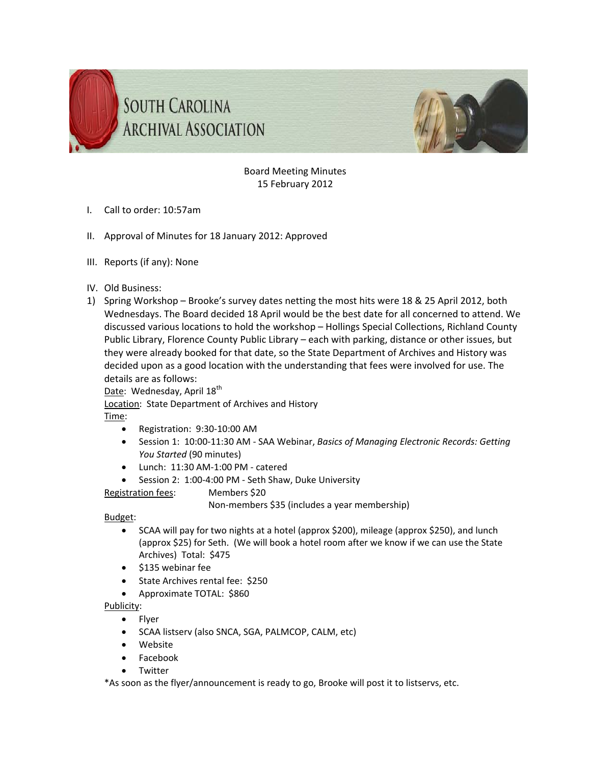# South Carolina Archival Association

Board Meeting Minutes
15 February 2012

I. Call to order: 10:57am

II. Approval of Minutes for 18 January 2012: Approved

III. Reports (if any): None

IV. Old Business:

1) Spring Workshop – Brooke's survey dates netting the most hits were 18 & 25 April 2012, both Wednesdays. The Board decided 18 April would be the best date for all concerned to attend. We discussed various locations to hold the workshop – Hollings Special Collections, Richland County Public Library, Florence County Public Library – each with parking, distance or other issues, but they were already booked for that date, so the State Department of Archives and History was decided upon as a good location with the understanding that fees were involved for use. The details are as follows:

<u>Date</u>: Wednesday, April 18th

<u>Location</u>: State Department of Archives and History

<u>Time</u>:

- Registration: 9:30-10:00 AM
- Session 1: 10:00-11:30 AM - SAA Webinar, *Basics of Managing Electronic Records: Getting You Started* (90 minutes)
- Lunch: 11:30 AM-1:00 PM - catered
- Session 2: 1:00-4:00 PM - Seth Shaw, Duke University

<u>Registration fees</u>: Members $20
Non-members $35 (includes a year membership)

<u>Budget</u>:

- SCAA will pay for two nights at a hotel (approx $200), mileage (approx $250), and lunch (approx $25) for Seth. (We will book a hotel room after we know if we can use the State Archives) Total: $475
- $135 webinar fee
- State Archives rental fee: $250
- Approximate TOTAL: $860

<u>Publicity</u>:

- Flyer
- SCAA listserv (also SNCA, SGA, PALMCOP, CALM, etc)
- Website
- Facebook
- Twitter

*As soon as the flyer/announcement is ready to go, Brooke will post it to listservs, etc.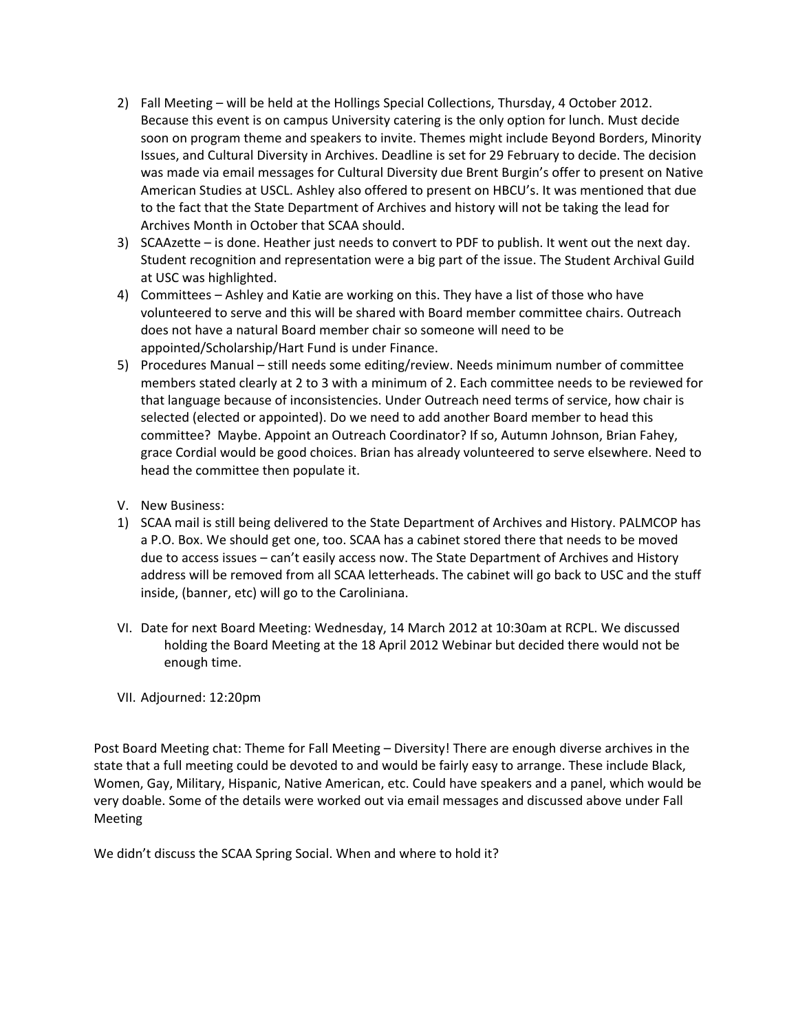2) Fall Meeting – will be held at the Hollings Special Collections, Thursday, 4 October 2012. Because this event is on campus University catering is the only option for lunch. Must decide soon on program theme and speakers to invite. Themes might include Beyond Borders, Minority Issues, and Cultural Diversity in Archives. Deadline is set for 29 February to decide. The decision was made via email messages for Cultural Diversity due Brent Burgin's offer to present on Native American Studies at USCL. Ashley also offered to present on HBCU's. It was mentioned that due to the fact that the State Department of Archives and history will not be taking the lead for Archives Month in October that SCAA should.
3) SCAAzette – is done. Heather just needs to convert to PDF to publish. It went out the next day. Student recognition and representation were a big part of the issue. The Student Archival Guild at USC was highlighted.
4) Committees – Ashley and Katie are working on this. They have a list of those who have volunteered to serve and this will be shared with Board member committee chairs. Outreach does not have a natural Board member chair so someone will need to be appointed/Scholarship/Hart Fund is under Finance.
5) Procedures Manual – still needs some editing/review. Needs minimum number of committee members stated clearly at 2 to 3 with a minimum of 2. Each committee needs to be reviewed for that language because of inconsistencies. Under Outreach need terms of service, how chair is selected (elected or appointed). Do we need to add another Board member to head this committee? Maybe. Appoint an Outreach Coordinator? If so, Autumn Johnson, Brian Fahey, grace Cordial would be good choices. Brian has already volunteered to serve elsewhere. Need to head the committee then populate it.

V. New Business:

1) SCAA mail is still being delivered to the State Department of Archives and History. PALMCOP has a P.O. Box. We should get one, too. SCAA has a cabinet stored there that needs to be moved due to access issues – can't easily access now. The State Department of Archives and History address will be removed from all SCAA letterheads. The cabinet will go back to USC and the stuff inside, (banner, etc) will go to the Caroliniana.

VI. Date for next Board Meeting: Wednesday, 14 March 2012 at 10:30am at RCPL. We discussed holding the Board Meeting at the 18 April 2012 Webinar but decided there would not be enough time.

VII. Adjourned: 12:20pm

Post Board Meeting chat: Theme for Fall Meeting – Diversity! There are enough diverse archives in the state that a full meeting could be devoted to and would be fairly easy to arrange. These include Black, Women, Gay, Military, Hispanic, Native American, etc. Could have speakers and a panel, which would be very doable. Some of the details were worked out via email messages and discussed above under Fall Meeting

We didn't discuss the SCAA Spring Social. When and where to hold it?